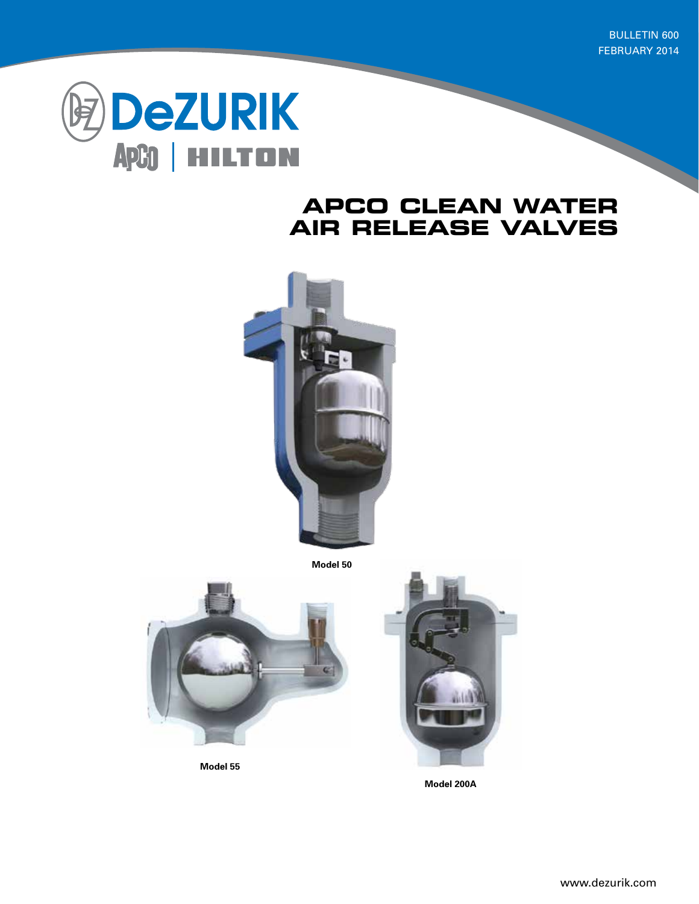BULLETIN 600
FEBRUARY 2014

DeZURIK
APCO | HILTON

# APCO CLEAN WATER AIR RELEASE VALVES

Model 50

Model 55

Model 200A

www.dezurik.com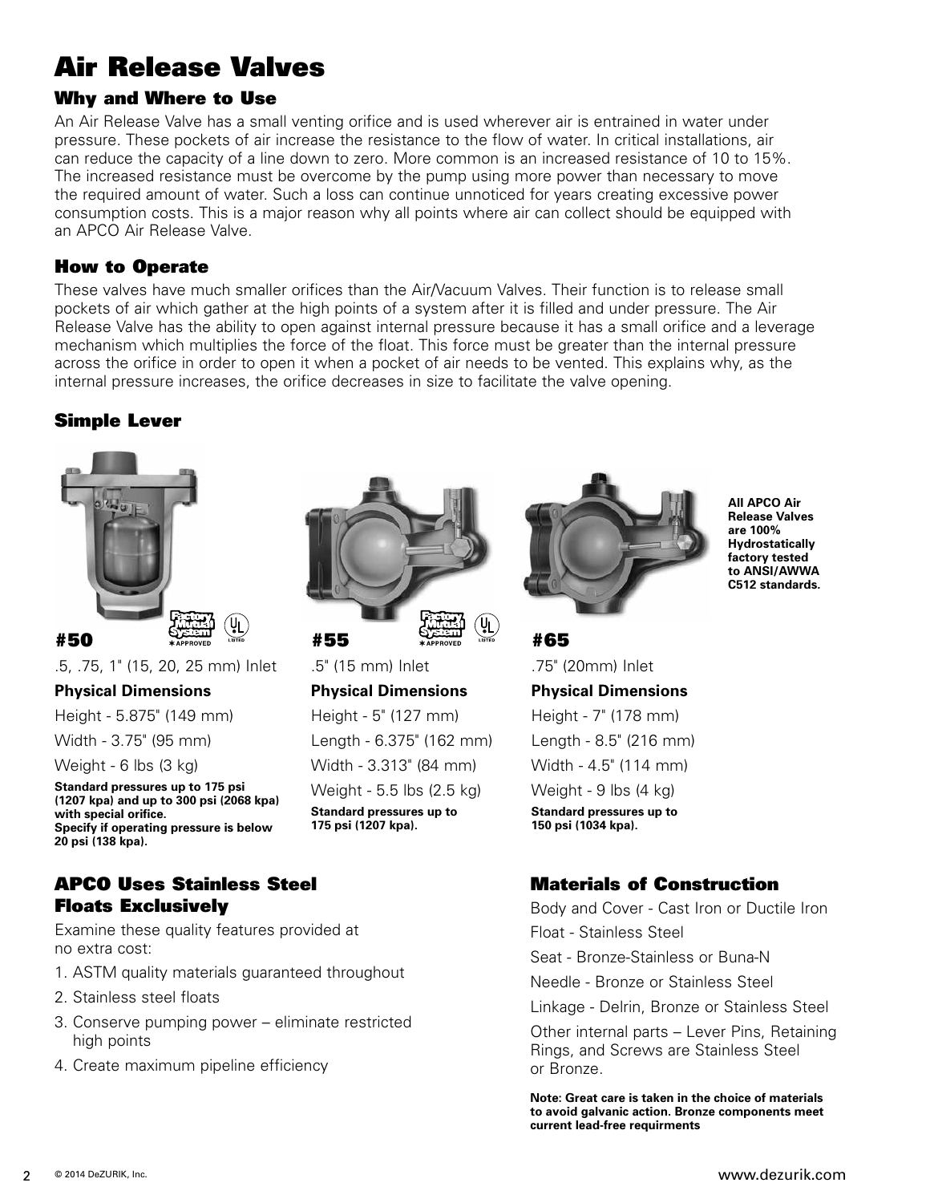# Air Release Valves

## Why and Where to Use

An Air Release Valve has a small venting orifice and is used wherever air is entrained in water under pressure. These pockets of air increase the resistance to the flow of water. In critical installations, air can reduce the capacity of a line down to zero. More common is an increased resistance of 10 to 15%. The increased resistance must be overcome by the pump using more power than necessary to move the required amount of water. Such a loss can continue unnoticed for years creating excessive power consumption costs. This is a major reason why all points where air can collect should be equipped with an APCO Air Release Valve.

## How to Operate

These valves have much smaller orifices than the Air/Vacuum Valves. Their function is to release small pockets of air which gather at the high points of a system after it is filled and under pressure. The Air Release Valve has the ability to open against internal pressure because it has a small orifice and a leverage mechanism which multiplies the force of the float. This force must be greater than the internal pressure across the orifice in order to open it when a pocket of air needs to be vented. This explains why, as the internal pressure increases, the orifice decreases in size to facilitate the valve opening.

## Simple Lever

**All APCO Air Release Valves are 100% Hydrostatically factory tested to ANSI/AWWA C512 standards.**

### #50

Factory Mutual System *APPROVED, UL LISTED

.5, .75, 1" (15, 20, 25 mm) Inlet

**Physical Dimensions**

Height - 5.875" (149 mm)

Width - 3.75" (95 mm)

Weight - 6 lbs (3 kg)

**Standard pressures up to 175 psi (1207 kpa) and up to 300 psi (2068 kpa) with special orifice.**
**Specify if operating pressure is below 20 psi (138 kpa).**

### #55

Factory Mutual System *APPROVED, UL LISTED

.5" (15 mm) Inlet

**Physical Dimensions**

Height - 5" (127 mm)

Length - 6.375" (162 mm)

Width - 3.313" (84 mm)

Weight - 5.5 lbs (2.5 kg)

**Standard pressures up to 175 psi (1207 kpa).**

### #65

.75" (20mm) Inlet

**Physical Dimensions**

Height - 7" (178 mm)

Length - 8.5" (216 mm)

Width - 4.5" (114 mm)

Weight - 9 lbs (4 kg)

**Standard pressures up to 150 psi (1034 kpa).**

## APCO Uses Stainless Steel Floats Exclusively

Examine these quality features provided at no extra cost:

1. ASTM quality materials guaranteed throughout
2. Stainless steel floats
3. Conserve pumping power – eliminate restricted high points
4. Create maximum pipeline efficiency

## Materials of Construction

Body and Cover - Cast Iron or Ductile Iron

Float - Stainless Steel

Seat - Bronze-Stainless or Buna-N

Needle - Bronze or Stainless Steel

Linkage - Delrin, Bronze or Stainless Steel

Other internal parts – Lever Pins, Retaining Rings, and Screws are Stainless Steel or Bronze.

**Note: Great care is taken in the choice of materials to avoid galvanic action. Bronze components meet current lead-free requirments**

© 2014 DeZURIK, Inc.

www.dezurik.com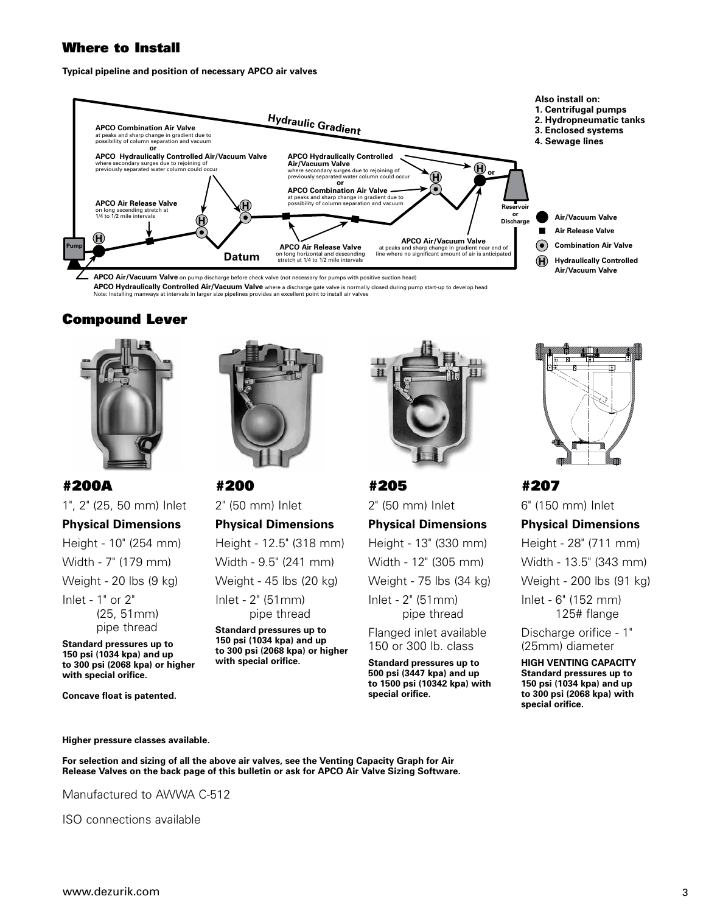## Where to Install

**Typical pipeline and position of necessary APCO air valves**

**APCO Combination Air Valve** at peaks and sharp change in gradient due to possibility of column separation and vacuum
**or**
**APCO Hydraulically Controlled Air/Vacuum Valve** where secondary surges due to rejoining of previously separated water column could occur

**Hydraulic Gradient**

**APCO Hydraulically Controlled Air/Vacuum Valve** where secondary surges due to rejoining of previously separated water column could occur
**or**
**APCO Combination Air Valve** at peaks and sharp change in gradient due to possibility of column separation and vacuum

**APCO Air Release Valve** on long ascending stretch at 1/4 to 1/2 mile intervals

**APCO Air Release Valve** on long horizontal and descending stretch at 1/4 to 1/2 mile intervals

**APCO Air/Vacuum Valve** at peaks and sharp change in gradient near end of line where no significant amount of air is anticipated

Pump — Datum — Reservoir or Discharge

**Also install on:**
1. Centrifugal pumps
2. Hydropneumatic tanks
3. Enclosed systems
4. Sewage lines

Legend: Air/Vacuum Valve; Air Release Valve; Combination Air Valve; (H) Hydraulically Controlled Air/Vacuum Valve

**APCO Air/Vacuum Valve** on pump discharge before check valve (not necessary for pumps with positive suction head)
**APCO Hydraulically Controlled Air/Vacuum Valve** where a discharge gate valve is normally closed during pump start-up to develop head
Note: Installing manways at intervals in larger size pipelines provides an excellent point to install air valves

## Compound Lever

### #200A

1", 2" (25, 50 mm) Inlet

**Physical Dimensions**

Height - 10" (254 mm)
Width - 7" (179 mm)
Weight - 20 lbs (9 kg)
Inlet - 1" or 2" (25, 51mm) pipe thread

**Standard pressures up to 150 psi (1034 kpa) and up to 300 psi (2068 kpa) or higher with special orifice.**

**Concave float is patented.**

### #200

2" (50 mm) Inlet

**Physical Dimensions**

Height - 12.5" (318 mm)
Width - 9.5" (241 mm)
Weight - 45 lbs (20 kg)
Inlet - 2" (51mm) pipe thread

**Standard pressures up to 150 psi (1034 kpa) and up to 300 psi (2068 kpa) or higher with special orifice.**

### #205

2" (50 mm) Inlet

**Physical Dimensions**

Height - 13" (330 mm)
Width - 12" (305 mm)
Weight - 75 lbs (34 kg)
Inlet - 2" (51mm) pipe thread

Flanged inlet available 150 or 300 lb. class

**Standard pressures up to 500 psi (3447 kpa) and up to 1500 psi (10342 kpa) with special orifice.**

### #207

6" (150 mm) Inlet

**Physical Dimensions**

Height - 28" (711 mm)
Width - 13.5" (343 mm)
Weight - 200 lbs (91 kg)
Inlet - 6" (152 mm) 125# flange

Discharge orifice - 1" (25mm) diameter

**HIGH VENTING CAPACITY Standard pressures up to 150 psi (1034 kpa) and up to 300 psi (2068 kpa) with special orifice.**

**Higher pressure classes available.**

**For selection and sizing of all the above air valves, see the Venting Capacity Graph for Air Release Valves on the back page of this bulletin or ask for APCO Air Valve Sizing Software.**

Manufactured to AWWA C-512

ISO connections available

www.dezurik.com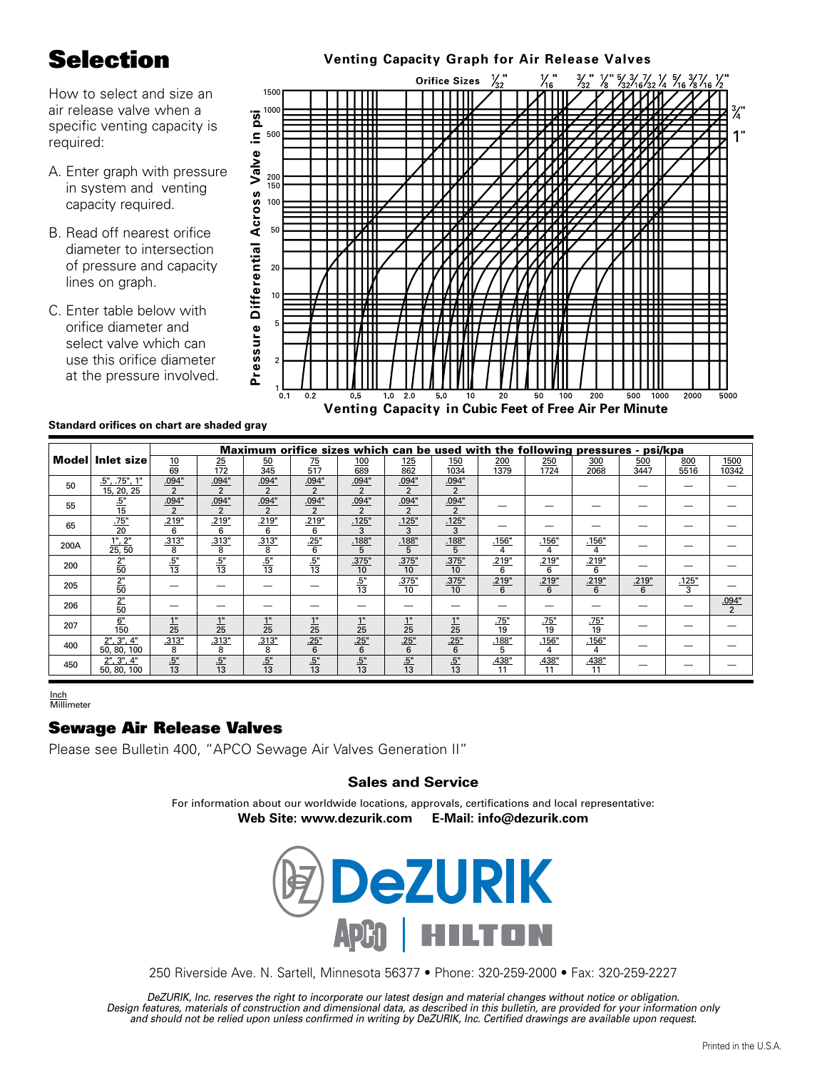# Selection

How to select and size an air release valve when a specific venting capacity is required:

A. Enter graph with pressure in system and venting capacity required.

B. Read off nearest orifice diameter to intersection of pressure and capacity lines on graph.

C. Enter table below with orifice diameter and select valve which can use this orifice diameter at the pressure involved.

**Venting Capacity Graph for Air Release Valves**

Orifice Sizes 1/32" 1/16" 3/32" 1/8" 5/32 3/16 7/32 1/4 5/16 3/8 7/16 1/2" 3/4" 1"

Pressure Differential Across Valve in psi

1500
1000
500
200
150
100
50
20
10
5
2
1

0.1 0.2 0.5 1.0 2.0 5.0 10 20 50 100 200 500 1000 2000 5000

Venting Capacity in Cubic Feet of Free Air Per Minute

**Standard orifices on chart are shaded gray**

| Model | Inlet size | 10 / 69 | 25 / 172 | 50 / 345 | 75 / 517 | 100 / 689 | 125 / 862 | 150 / 1034 | 200 / 1379 | 250 / 1724 | 300 / 2068 | 500 / 3447 | 800 / 5516 | 1500 / 10342 |
|---|---|---|---|---|---|---|---|---|---|---|---|---|---|---|
| | | Maximum orifice sizes which can be used with the following pressures - psi/kpa | | | | | | | | | | | | |
| 50 | .5", .75", 1" / 15, 20, 25 | .094" / 2 | .094" / 2 | .094" / 2 | .094" / 2 | .094" / 2 | .094" / 2 | .094" / 2 | | | | — | — | — |
| 55 | .5" / 15 | .094" / 2 | .094" / 2 | .094" / 2 | .094" / 2 | .094" / 2 | .094" / 2 | .094" / 2 | — | — | — | — | — | — |
| 65 | .75" / 20 | .219" / 6 | .219" / 6 | .219" / 6 | .219" / 6 | .125" / 3 | .125" / 3 | .125" / 3 | — | — | — | — | — | — |
| 200A | 1", 2" / 25, 50 | .313" / 8 | .313" / 8 | .313" / 8 | .25" / 6 | .188" / 5 | .188" / 5 | .188" / 5 | .156" / 4 | .156" / 4 | .156" / 4 | — | — | — |
| 200 | 2" / 50 | .5" / 13 | .5" / 13 | .5" / 13 | .5" / 13 | .375" / 10 | .375" / 10 | .375" / 10 | .219" / 6 | .219" / 6 | .219" / 6 | — | — | — |
| 205 | 2" / 50 | — | — | — | — | .5" / 13 | .375" / 10 | .375" / 10 | .219" / 6 | .219" / 6 | .219" / 6 | .219" / 6 | .125" / 3 | — |
| 206 | 2" / 50 | — | — | — | — | — | — | — | — | — | — | — | — | .094" / 2 |
| 207 | 6" / 150 | 1" / 25 | 1" / 25 | 1" / 25 | 1" / 25 | 1" / 25 | 1" / 25 | 1" / 25 | .75" / 19 | .75" / 19 | .75" / 19 | — | — | — |
| 400 | 2", 3", 4" / 50, 80, 100 | .313" / 8 | .313" / 8 | .313" / 8 | .25" / 6 | .25" / 6 | .25" / 6 | .25" / 6 | .188" / 5 | .156" / 4 | .156" / 4 | — | — | — |
| 450 | 2", 3", 4" / 50, 80, 100 | .5" / 13 | .5" / 13 | .5" / 13 | .5" / 13 | .5" / 13 | .5" / 13 | .5" / 13 | .438" / 11 | .438" / 11 | .438" / 11 | — | — | — |

Inch
Millimeter

## Sewage Air Release Valves

Please see Bulletin 400, "APCO Sewage Air Valves Generation II"

### Sales and Service

For information about our worldwide locations, approvals, certifications and local representative:
**Web Site: www.dezurik.com E-Mail: info@dezurik.com**

DeZURIK
APCO | HILTON

250 Riverside Ave. N. Sartell, Minnesota 56377 • Phone: 320-259-2000 • Fax: 320-259-2227

*DeZURIK, Inc. reserves the right to incorporate our latest design and material changes without notice or obligation. Design features, materials of construction and dimensional data, as described in this bulletin, are provided for your information only and should not be relied upon unless confirmed in writing by DeZURIK, Inc. Certified drawings are available upon request.*

Printed in the U.S.A.